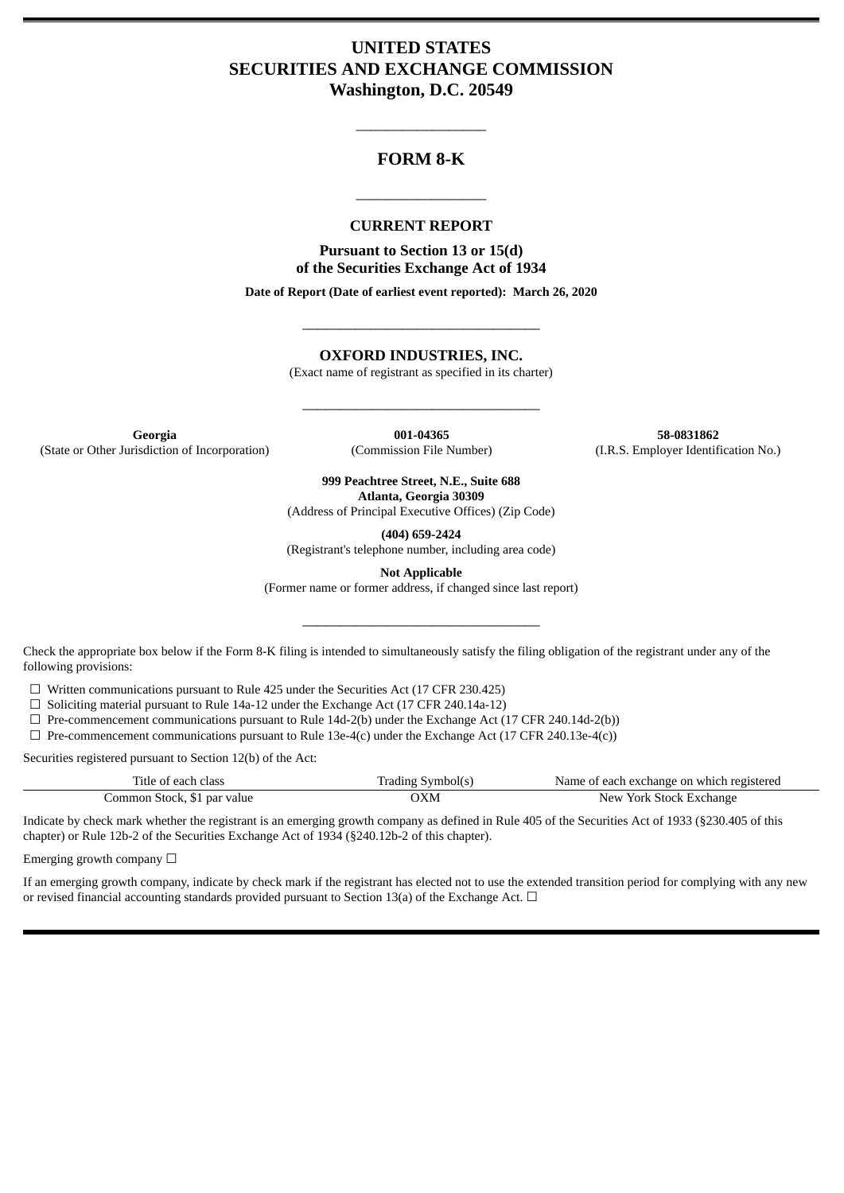# UNITED STATES
# SECURITIES AND EXCHANGE COMMISSION
## Washington, D.C. 20549

---

# FORM 8-K

---

## CURRENT REPORT

**Pursuant to Section 13 or 15(d)**
**of the Securities Exchange Act of 1934**

**Date of Report (Date of earliest event reported): March 26, 2020**

---

## OXFORD INDUSTRIES, INC.

(Exact name of registrant as specified in its charter)

---

| **Georgia** | **001-04365** | **58-0831862** |
| --- | --- | --- |
| (State or Other Jurisdiction of Incorporation) | (Commission File Number) | (I.R.S. Employer Identification No.) |

**999 Peachtree Street, N.E., Suite 688**
**Atlanta, Georgia 30309**
(Address of Principal Executive Offices) (Zip Code)

**(404) 659-2424**
(Registrant's telephone number, including area code)

**Not Applicable**
(Former name or former address, if changed since last report)

---

Check the appropriate box below if the Form 8-K filing is intended to simultaneously satisfy the filing obligation of the registrant under any of the following provisions:

☐ Written communications pursuant to Rule 425 under the Securities Act (17 CFR 230.425)
☐ Soliciting material pursuant to Rule 14a-12 under the Exchange Act (17 CFR 240.14a-12)
☐ Pre-commencement communications pursuant to Rule 14d-2(b) under the Exchange Act (17 CFR 240.14d-2(b))
☐ Pre-commencement communications pursuant to Rule 13e-4(c) under the Exchange Act (17 CFR 240.13e-4(c))

Securities registered pursuant to Section 12(b) of the Act:

| Title of each class | Trading Symbol(s) | Name of each exchange on which registered |
| --- | --- | --- |
| Common Stock, $1 par value | OXM | New York Stock Exchange |

Indicate by check mark whether the registrant is an emerging growth company as defined in Rule 405 of the Securities Act of 1933 (§230.405 of this chapter) or Rule 12b-2 of the Securities Exchange Act of 1934 (§240.12b-2 of this chapter).

Emerging growth company ☐

If an emerging growth company, indicate by check mark if the registrant has elected not to use the extended transition period for complying with any new or revised financial accounting standards provided pursuant to Section 13(a) of the Exchange Act. ☐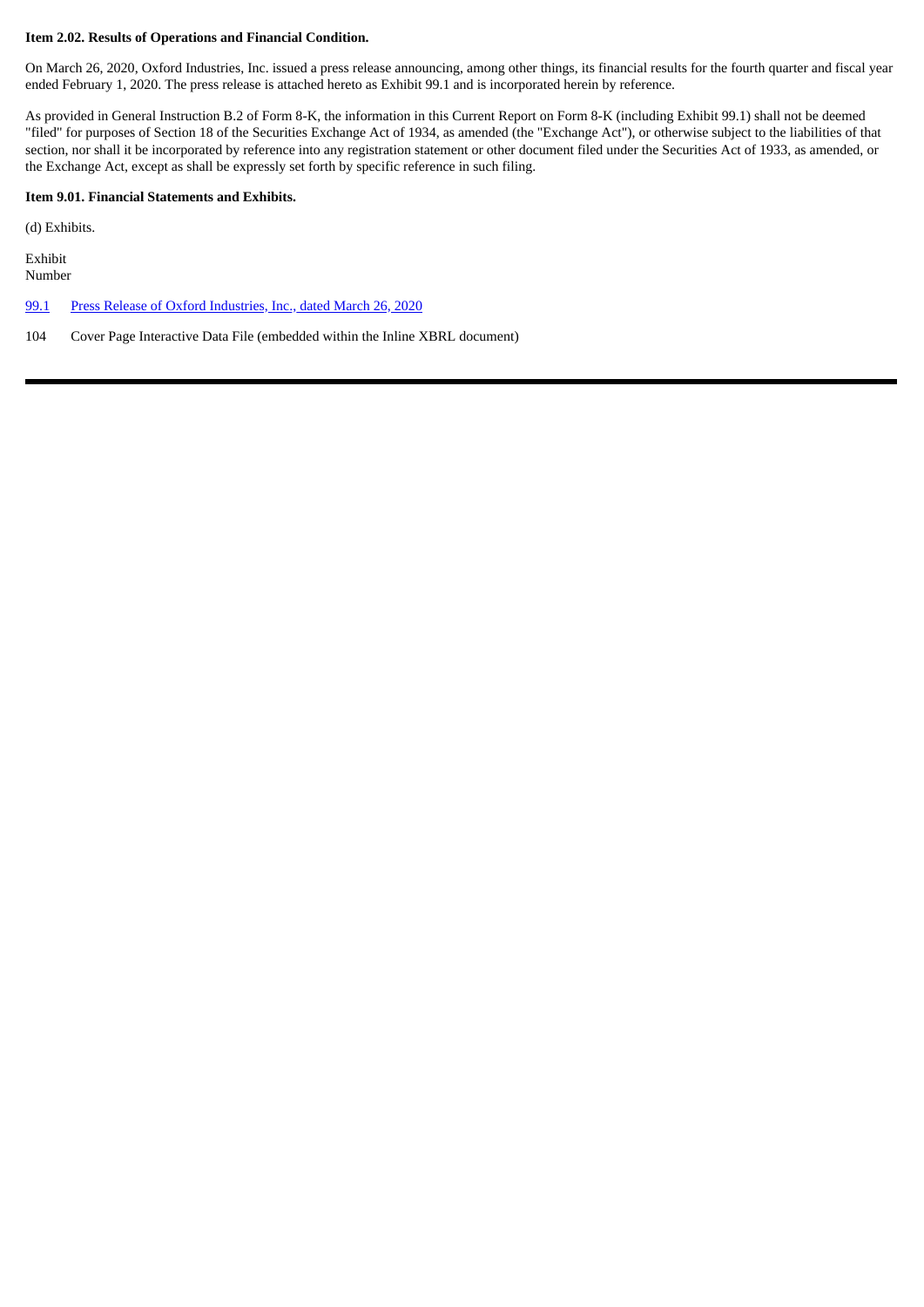**Item 2.02. Results of Operations and Financial Condition.**

On March 26, 2020, Oxford Industries, Inc. issued a press release announcing, among other things, its financial results for the fourth quarter and fiscal year ended February 1, 2020. The press release is attached hereto as Exhibit 99.1 and is incorporated herein by reference.

As provided in General Instruction B.2 of Form 8-K, the information in this Current Report on Form 8-K (including Exhibit 99.1) shall not be deemed "filed" for purposes of Section 18 of the Securities Exchange Act of 1934, as amended (the "Exchange Act"), or otherwise subject to the liabilities of that section, nor shall it be incorporated by reference into any registration statement or other document filed under the Securities Act of 1933, as amended, or the Exchange Act, except as shall be expressly set forth by specific reference in such filing.

**Item 9.01. Financial Statements and Exhibits.**

(d) Exhibits.

| Exhibit Number | |
|---|---|
| 99.1 | Press Release of Oxford Industries, Inc., dated March 26, 2020 |
| 104 | Cover Page Interactive Data File (embedded within the Inline XBRL document) |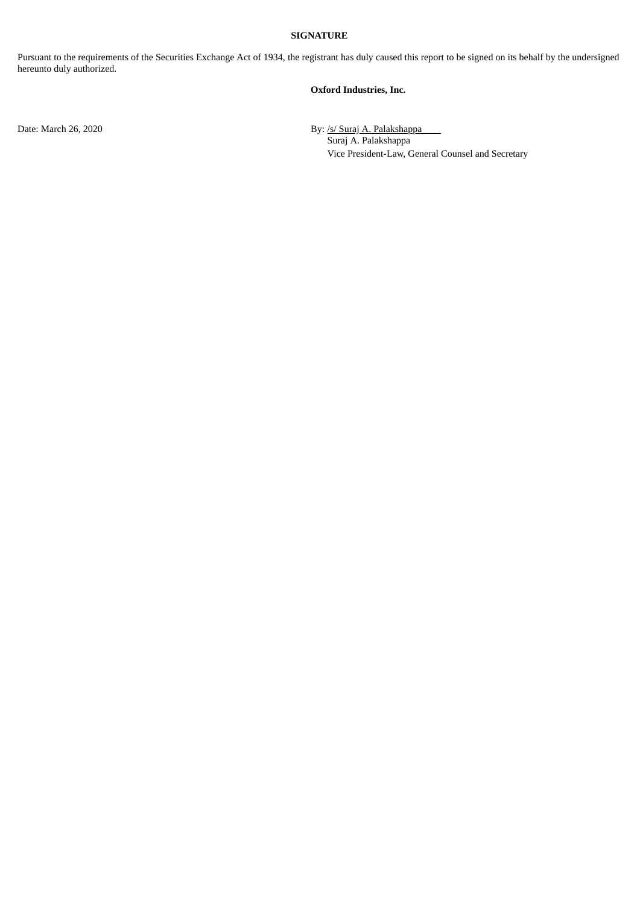**SIGNATURE**

Pursuant to the requirements of the Securities Exchange Act of 1934, the registrant has duly caused this report to be signed on its behalf by the undersigned hereunto duly authorized.

**Oxford Industries, Inc.**

Date: March 26, 2020

By: /s/ Suraj A. Palakshappa
Suraj A. Palakshappa
Vice President-Law, General Counsel and Secretary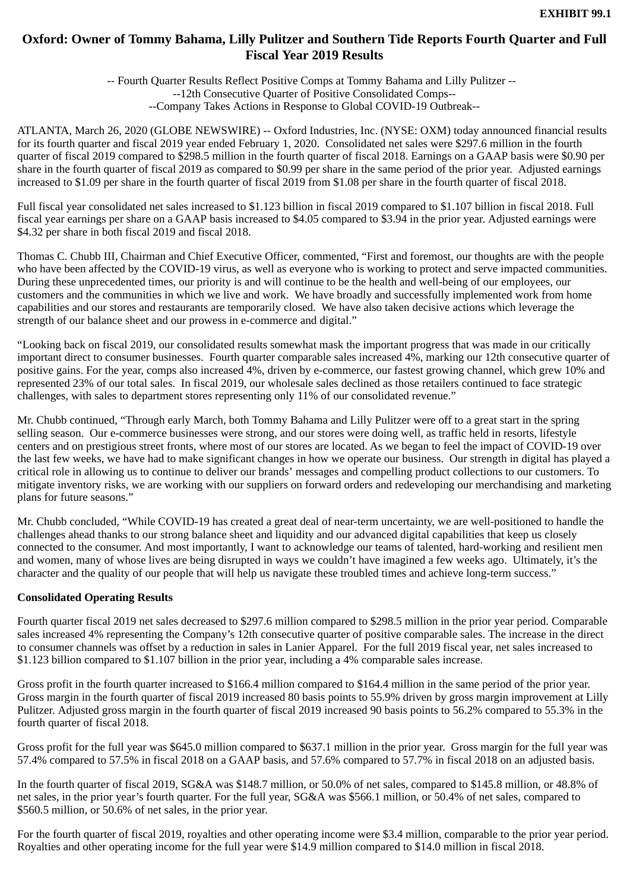**EXHIBIT 99.1**

# Oxford: Owner of Tommy Bahama, Lilly Pulitzer and Southern Tide Reports Fourth Quarter and Full Fiscal Year 2019 Results

-- Fourth Quarter Results Reflect Positive Comps at Tommy Bahama and Lilly Pulitzer --
--12th Consecutive Quarter of Positive Consolidated Comps--
--Company Takes Actions in Response to Global COVID-19 Outbreak--

ATLANTA, March 26, 2020 (GLOBE NEWSWIRE) -- Oxford Industries, Inc. (NYSE: OXM) today announced financial results for its fourth quarter and fiscal 2019 year ended February 1, 2020. Consolidated net sales were $297.6 million in the fourth quarter of fiscal 2019 compared to $298.5 million in the fourth quarter of fiscal 2018. Earnings on a GAAP basis were $0.90 per share in the fourth quarter of fiscal 2019 as compared to $0.99 per share in the same period of the prior year. Adjusted earnings increased to $1.09 per share in the fourth quarter of fiscal 2019 from $1.08 per share in the fourth quarter of fiscal 2018.

Full fiscal year consolidated net sales increased to $1.123 billion in fiscal 2019 compared to $1.107 billion in fiscal 2018. Full fiscal year earnings per share on a GAAP basis increased to $4.05 compared to $3.94 in the prior year. Adjusted earnings were $4.32 per share in both fiscal 2019 and fiscal 2018.

Thomas C. Chubb III, Chairman and Chief Executive Officer, commented, “First and foremost, our thoughts are with the people who have been affected by the COVID-19 virus, as well as everyone who is working to protect and serve impacted communities. During these unprecedented times, our priority is and will continue to be the health and well-being of our employees, our customers and the communities in which we live and work. We have broadly and successfully implemented work from home capabilities and our stores and restaurants are temporarily closed. We have also taken decisive actions which leverage the strength of our balance sheet and our prowess in e-commerce and digital.”

“Looking back on fiscal 2019, our consolidated results somewhat mask the important progress that was made in our critically important direct to consumer businesses. Fourth quarter comparable sales increased 4%, marking our 12th consecutive quarter of positive gains. For the year, comps also increased 4%, driven by e-commerce, our fastest growing channel, which grew 10% and represented 23% of our total sales. In fiscal 2019, our wholesale sales declined as those retailers continued to face strategic challenges, with sales to department stores representing only 11% of our consolidated revenue.”

Mr. Chubb continued, “Through early March, both Tommy Bahama and Lilly Pulitzer were off to a great start in the spring selling season. Our e-commerce businesses were strong, and our stores were doing well, as traffic held in resorts, lifestyle centers and on prestigious street fronts, where most of our stores are located. As we began to feel the impact of COVID-19 over the last few weeks, we have had to make significant changes in how we operate our business. Our strength in digital has played a critical role in allowing us to continue to deliver our brands’ messages and compelling product collections to our customers. To mitigate inventory risks, we are working with our suppliers on forward orders and redeveloping our merchandising and marketing plans for future seasons.”

Mr. Chubb concluded, “While COVID-19 has created a great deal of near-term uncertainty, we are well-positioned to handle the challenges ahead thanks to our strong balance sheet and liquidity and our advanced digital capabilities that keep us closely connected to the consumer. And most importantly, I want to acknowledge our teams of talented, hard-working and resilient men and women, many of whose lives are being disrupted in ways we couldn’t have imagined a few weeks ago. Ultimately, it’s the character and the quality of our people that will help us navigate these troubled times and achieve long-term success.”

**Consolidated Operating Results**

Fourth quarter fiscal 2019 net sales decreased to $297.6 million compared to $298.5 million in the prior year period. Comparable sales increased 4% representing the Company’s 12th consecutive quarter of positive comparable sales. The increase in the direct to consumer channels was offset by a reduction in sales in Lanier Apparel. For the full 2019 fiscal year, net sales increased to $1.123 billion compared to $1.107 billion in the prior year, including a 4% comparable sales increase.

Gross profit in the fourth quarter increased to $166.4 million compared to $164.4 million in the same period of the prior year. Gross margin in the fourth quarter of fiscal 2019 increased 80 basis points to 55.9% driven by gross margin improvement at Lilly Pulitzer. Adjusted gross margin in the fourth quarter of fiscal 2019 increased 90 basis points to 56.2% compared to 55.3% in the fourth quarter of fiscal 2018.

Gross profit for the full year was $645.0 million compared to $637.1 million in the prior year. Gross margin for the full year was 57.4% compared to 57.5% in fiscal 2018 on a GAAP basis, and 57.6% compared to 57.7% in fiscal 2018 on an adjusted basis.

In the fourth quarter of fiscal 2019, SG&A was $148.7 million, or 50.0% of net sales, compared to $145.8 million, or 48.8% of net sales, in the prior year’s fourth quarter. For the full year, SG&A was $566.1 million, or 50.4% of net sales, compared to $560.5 million, or 50.6% of net sales, in the prior year.

For the fourth quarter of fiscal 2019, royalties and other operating income were $3.4 million, comparable to the prior year period. Royalties and other operating income for the full year were $14.9 million compared to $14.0 million in fiscal 2018.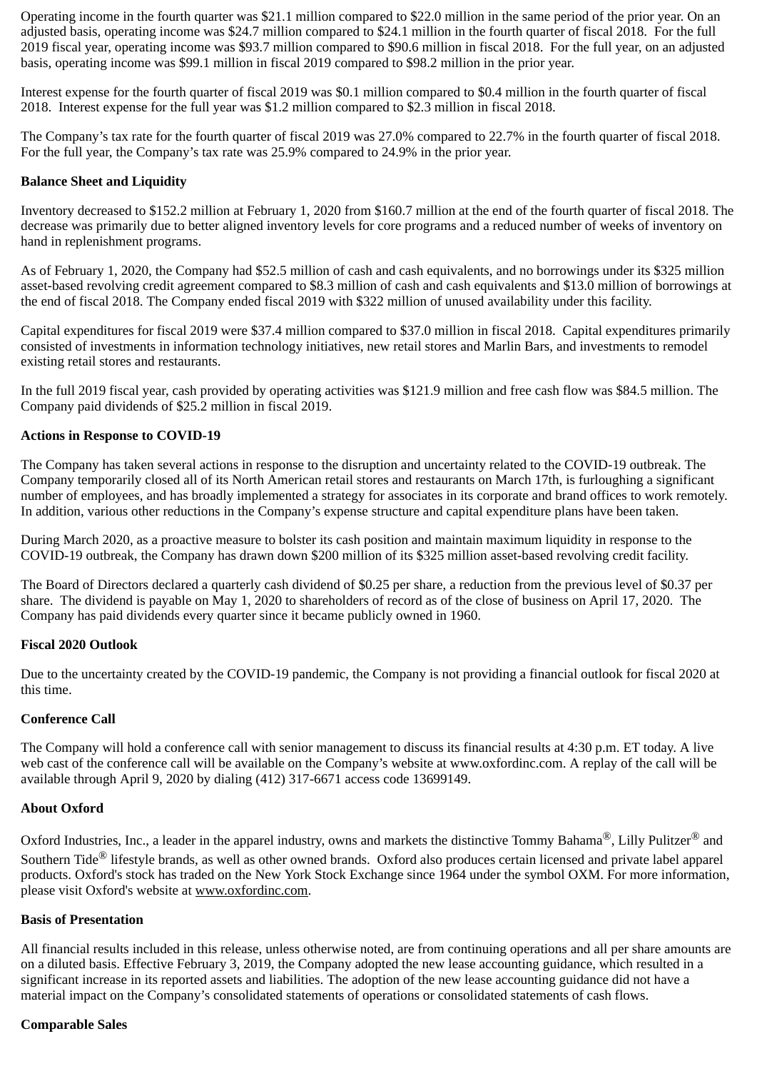Operating income in the fourth quarter was $21.1 million compared to $22.0 million in the same period of the prior year. On an adjusted basis, operating income was $24.7 million compared to $24.1 million in the fourth quarter of fiscal 2018. For the full 2019 fiscal year, operating income was $93.7 million compared to $90.6 million in fiscal 2018. For the full year, on an adjusted basis, operating income was $99.1 million in fiscal 2019 compared to $98.2 million in the prior year.

Interest expense for the fourth quarter of fiscal 2019 was $0.1 million compared to $0.4 million in the fourth quarter of fiscal 2018. Interest expense for the full year was $1.2 million compared to $2.3 million in fiscal 2018.

The Company's tax rate for the fourth quarter of fiscal 2019 was 27.0% compared to 22.7% in the fourth quarter of fiscal 2018. For the full year, the Company's tax rate was 25.9% compared to 24.9% in the prior year.

**Balance Sheet and Liquidity**

Inventory decreased to $152.2 million at February 1, 2020 from $160.7 million at the end of the fourth quarter of fiscal 2018. The decrease was primarily due to better aligned inventory levels for core programs and a reduced number of weeks of inventory on hand in replenishment programs.

As of February 1, 2020, the Company had $52.5 million of cash and cash equivalents, and no borrowings under its $325 million asset-based revolving credit agreement compared to $8.3 million of cash and cash equivalents and $13.0 million of borrowings at the end of fiscal 2018. The Company ended fiscal 2019 with $322 million of unused availability under this facility.

Capital expenditures for fiscal 2019 were $37.4 million compared to $37.0 million in fiscal 2018. Capital expenditures primarily consisted of investments in information technology initiatives, new retail stores and Marlin Bars, and investments to remodel existing retail stores and restaurants.

In the full 2019 fiscal year, cash provided by operating activities was $121.9 million and free cash flow was $84.5 million. The Company paid dividends of $25.2 million in fiscal 2019.

**Actions in Response to COVID-19**

The Company has taken several actions in response to the disruption and uncertainty related to the COVID-19 outbreak. The Company temporarily closed all of its North American retail stores and restaurants on March 17th, is furloughing a significant number of employees, and has broadly implemented a strategy for associates in its corporate and brand offices to work remotely. In addition, various other reductions in the Company's expense structure and capital expenditure plans have been taken.

During March 2020, as a proactive measure to bolster its cash position and maintain maximum liquidity in response to the COVID-19 outbreak, the Company has drawn down $200 million of its $325 million asset-based revolving credit facility.

The Board of Directors declared a quarterly cash dividend of $0.25 per share, a reduction from the previous level of $0.37 per share. The dividend is payable on May 1, 2020 to shareholders of record as of the close of business on April 17, 2020. The Company has paid dividends every quarter since it became publicly owned in 1960.

**Fiscal 2020 Outlook**

Due to the uncertainty created by the COVID-19 pandemic, the Company is not providing a financial outlook for fiscal 2020 at this time.

**Conference Call**

The Company will hold a conference call with senior management to discuss its financial results at 4:30 p.m. ET today. A live web cast of the conference call will be available on the Company's website at www.oxfordinc.com. A replay of the call will be available through April 9, 2020 by dialing (412) 317-6671 access code 13699149.

**About Oxford**

Oxford Industries, Inc., a leader in the apparel industry, owns and markets the distinctive Tommy Bahama®, Lilly Pulitzer® and Southern Tide® lifestyle brands, as well as other owned brands. Oxford also produces certain licensed and private label apparel products. Oxford's stock has traded on the New York Stock Exchange since 1964 under the symbol OXM. For more information, please visit Oxford's website at www.oxfordinc.com.

**Basis of Presentation**

All financial results included in this release, unless otherwise noted, are from continuing operations and all per share amounts are on a diluted basis. Effective February 3, 2019, the Company adopted the new lease accounting guidance, which resulted in a significant increase in its reported assets and liabilities. The adoption of the new lease accounting guidance did not have a material impact on the Company's consolidated statements of operations or consolidated statements of cash flows.

**Comparable Sales**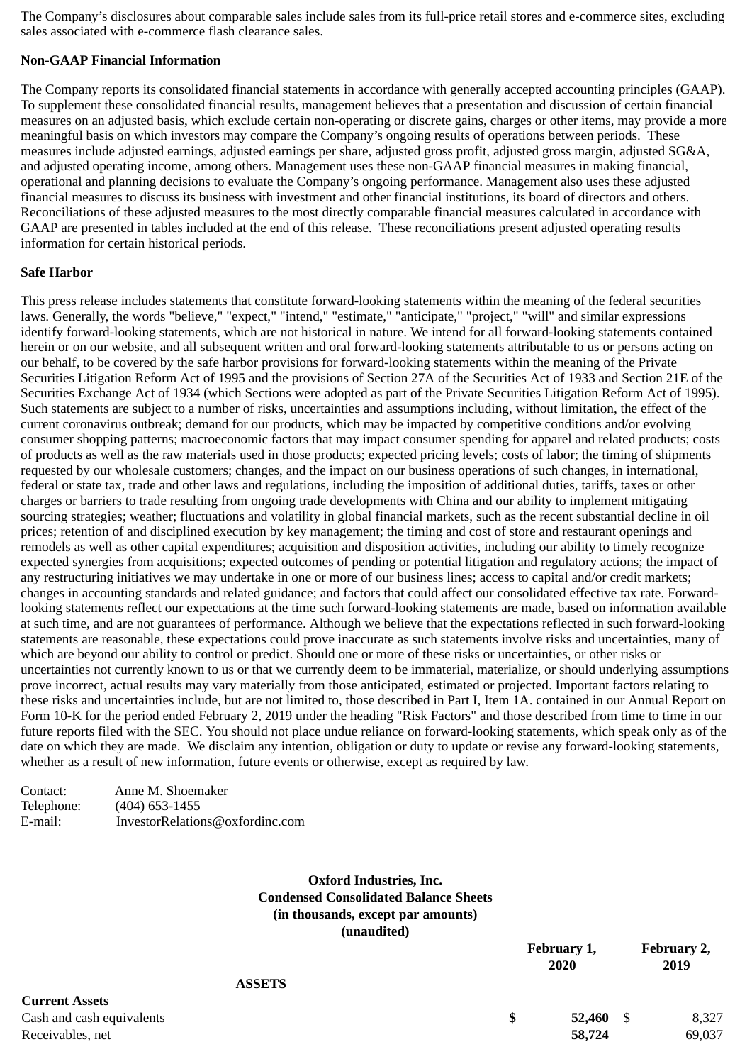The Company's disclosures about comparable sales include sales from its full-price retail stores and e-commerce sites, excluding sales associated with e-commerce flash clearance sales.

**Non-GAAP Financial Information**

The Company reports its consolidated financial statements in accordance with generally accepted accounting principles (GAAP). To supplement these consolidated financial results, management believes that a presentation and discussion of certain financial measures on an adjusted basis, which exclude certain non-operating or discrete gains, charges or other items, may provide a more meaningful basis on which investors may compare the Company's ongoing results of operations between periods. These measures include adjusted earnings, adjusted earnings per share, adjusted gross profit, adjusted gross margin, adjusted SG&A, and adjusted operating income, among others. Management uses these non-GAAP financial measures in making financial, operational and planning decisions to evaluate the Company's ongoing performance. Management also uses these adjusted financial measures to discuss its business with investment and other financial institutions, its board of directors and others. Reconciliations of these adjusted measures to the most directly comparable financial measures calculated in accordance with GAAP are presented in tables included at the end of this release. These reconciliations present adjusted operating results information for certain historical periods.

**Safe Harbor**

This press release includes statements that constitute forward-looking statements within the meaning of the federal securities laws. Generally, the words "believe," "expect," "intend," "estimate," "anticipate," "project," "will" and similar expressions identify forward-looking statements, which are not historical in nature. We intend for all forward-looking statements contained herein or on our website, and all subsequent written and oral forward-looking statements attributable to us or persons acting on our behalf, to be covered by the safe harbor provisions for forward-looking statements within the meaning of the Private Securities Litigation Reform Act of 1995 and the provisions of Section 27A of the Securities Act of 1933 and Section 21E of the Securities Exchange Act of 1934 (which Sections were adopted as part of the Private Securities Litigation Reform Act of 1995). Such statements are subject to a number of risks, uncertainties and assumptions including, without limitation, the effect of the current coronavirus outbreak; demand for our products, which may be impacted by competitive conditions and/or evolving consumer shopping patterns; macroeconomic factors that may impact consumer spending for apparel and related products; costs of products as well as the raw materials used in those products; expected pricing levels; costs of labor; the timing of shipments requested by our wholesale customers; changes, and the impact on our business operations of such changes, in international, federal or state tax, trade and other laws and regulations, including the imposition of additional duties, tariffs, taxes or other charges or barriers to trade resulting from ongoing trade developments with China and our ability to implement mitigating sourcing strategies; weather; fluctuations and volatility in global financial markets, such as the recent substantial decline in oil prices; retention of and disciplined execution by key management; the timing and cost of store and restaurant openings and remodels as well as other capital expenditures; acquisition and disposition activities, including our ability to timely recognize expected synergies from acquisitions; expected outcomes of pending or potential litigation and regulatory actions; the impact of any restructuring initiatives we may undertake in one or more of our business lines; access to capital and/or credit markets; changes in accounting standards and related guidance; and factors that could affect our consolidated effective tax rate. Forward-looking statements reflect our expectations at the time such forward-looking statements are made, based on information available at such time, and are not guarantees of performance. Although we believe that the expectations reflected in such forward-looking statements are reasonable, these expectations could prove inaccurate as such statements involve risks and uncertainties, many of which are beyond our ability to control or predict. Should one or more of these risks or uncertainties, or other risks or uncertainties not currently known to us or that we currently deem to be immaterial, materialize, or should underlying assumptions prove incorrect, actual results may vary materially from those anticipated, estimated or projected. Important factors relating to these risks and uncertainties include, but are not limited to, those described in Part I, Item 1A. contained in our Annual Report on Form 10-K for the period ended February 2, 2019 under the heading "Risk Factors" and those described from time to time in our future reports filed with the SEC. You should not place undue reliance on forward-looking statements, which speak only as of the date on which they are made. We disclaim any intention, obligation or duty to update or revise any forward-looking statements, whether as a result of new information, future events or otherwise, except as required by law.

Contact: Anne M. Shoemaker
Telephone: (404) 653-1455
E-mail: InvestorRelations@oxfordinc.com

**Oxford Industries, Inc.**
**Condensed Consolidated Balance Sheets**
**(in thousands, except par amounts)**
**(unaudited)**

| | February 1, 2020 | February 2, 2019 |
|---|---|---|
| **ASSETS** | | |
| **Current Assets** | | |
| Cash and cash equivalents | **$ 52,460** | $ 8,327 |
| Receivables, net | **58,724** | 69,037 |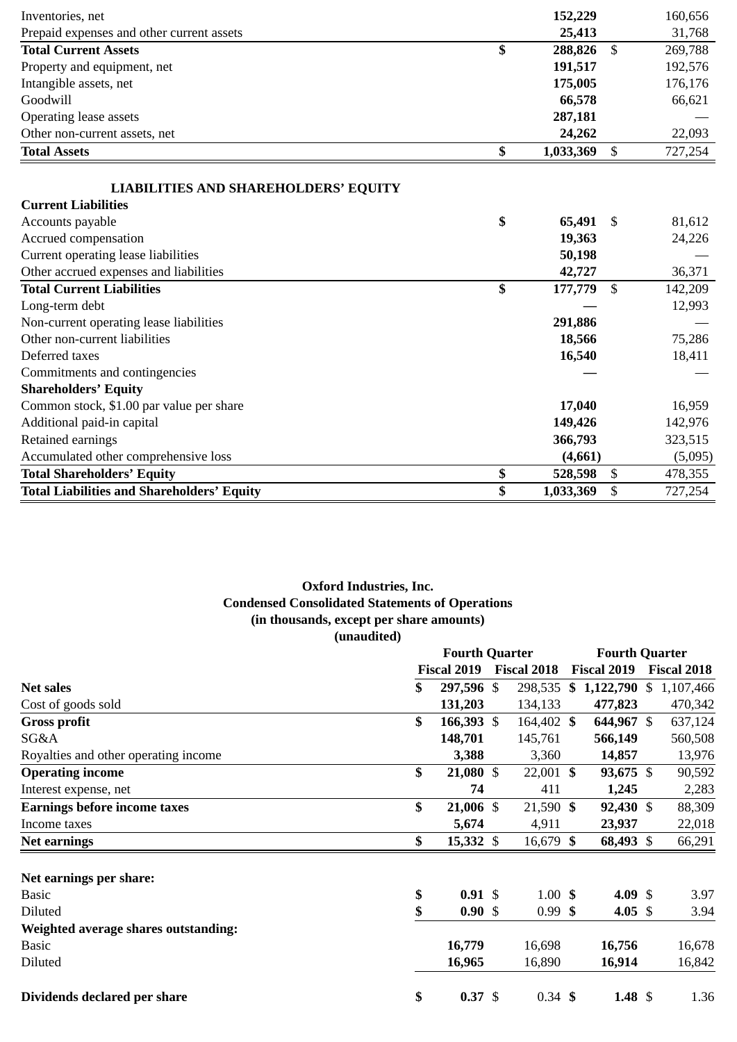| | | |
|---|---|---|
| Inventories, net | 152,229 | 160,656 |
| Prepaid expenses and other current assets | 25,413 | 31,768 |
| **Total Current Assets** | **$ 288,826** | $ 269,788 |
| Property and equipment, net | 191,517 | 192,576 |
| Intangible assets, net | 175,005 | 176,176 |
| Goodwill | 66,578 | 66,621 |
| Operating lease assets | 287,181 | — |
| Other non-current assets, net | 24,262 | 22,093 |
| **Total Assets** | **$ 1,033,369** | $ 727,254 |
| | | |
| **LIABILITIES AND SHAREHOLDERS' EQUITY** | | |
| **Current Liabilities** | | |
| Accounts payable | **$ 65,491** | $ 81,612 |
| Accrued compensation | 19,363 | 24,226 |
| Current operating lease liabilities | 50,198 | — |
| Other accrued expenses and liabilities | 42,727 | 36,371 |
| **Total Current Liabilities** | **$ 177,779** | $ 142,209 |
| Long-term debt | — | 12,993 |
| Non-current operating lease liabilities | 291,886 | — |
| Other non-current liabilities | 18,566 | 75,286 |
| Deferred taxes | 16,540 | 18,411 |
| Commitments and contingencies | — | — |
| **Shareholders' Equity** | | |
| Common stock, $1.00 par value per share | 17,040 | 16,959 |
| Additional paid-in capital | 149,426 | 142,976 |
| Retained earnings | 366,793 | 323,515 |
| Accumulated other comprehensive loss | (4,661) | (5,095) |
| **Total Shareholders' Equity** | **$ 528,598** | $ 478,355 |
| **Total Liabilities and Shareholders' Equity** | **$ 1,033,369** | $ 727,254 |

**Oxford Industries, Inc.**
**Condensed Consolidated Statements of Operations**
**(in thousands, except per share amounts)**
**(unaudited)**

| | Fourth Quarter | | Fourth Quarter | |
|---|---|---|---|---|
| | **Fiscal 2019** | **Fiscal 2018** | **Fiscal 2019** | **Fiscal 2018** |
| **Net sales** | **$ 297,596** | $ 298,535 | **$ 1,122,790** | $ 1,107,466 |
| Cost of goods sold | 131,203 | 134,133 | 477,823 | 470,342 |
| **Gross profit** | **$ 166,393** | $ 164,402 | **$ 644,967** | $ 637,124 |
| SG&A | 148,701 | 145,761 | 566,149 | 560,508 |
| Royalties and other operating income | 3,388 | 3,360 | 14,857 | 13,976 |
| **Operating income** | **$ 21,080** | $ 22,001 | **$ 93,675** | $ 90,592 |
| Interest expense, net | 74 | 411 | 1,245 | 2,283 |
| **Earnings before income taxes** | **$ 21,006** | $ 21,590 | **$ 92,430** | $ 88,309 |
| Income taxes | 5,674 | 4,911 | 23,937 | 22,018 |
| **Net earnings** | **$ 15,332** | $ 16,679 | **$ 68,493** | $ 66,291 |
| | | | | |
| **Net earnings per share:** | | | | |
| Basic | **$ 0.91** | $ 1.00 | **$ 4.09** | $ 3.97 |
| Diluted | **$ 0.90** | $ 0.99 | **$ 4.05** | $ 3.94 |
| **Weighted average shares outstanding:** | | | | |
| Basic | 16,779 | 16,698 | 16,756 | 16,678 |
| Diluted | 16,965 | 16,890 | 16,914 | 16,842 |
| | | | | |
| **Dividends declared per share** | **$ 0.37** | $ 0.34 | **$ 1.48** | $ 1.36 |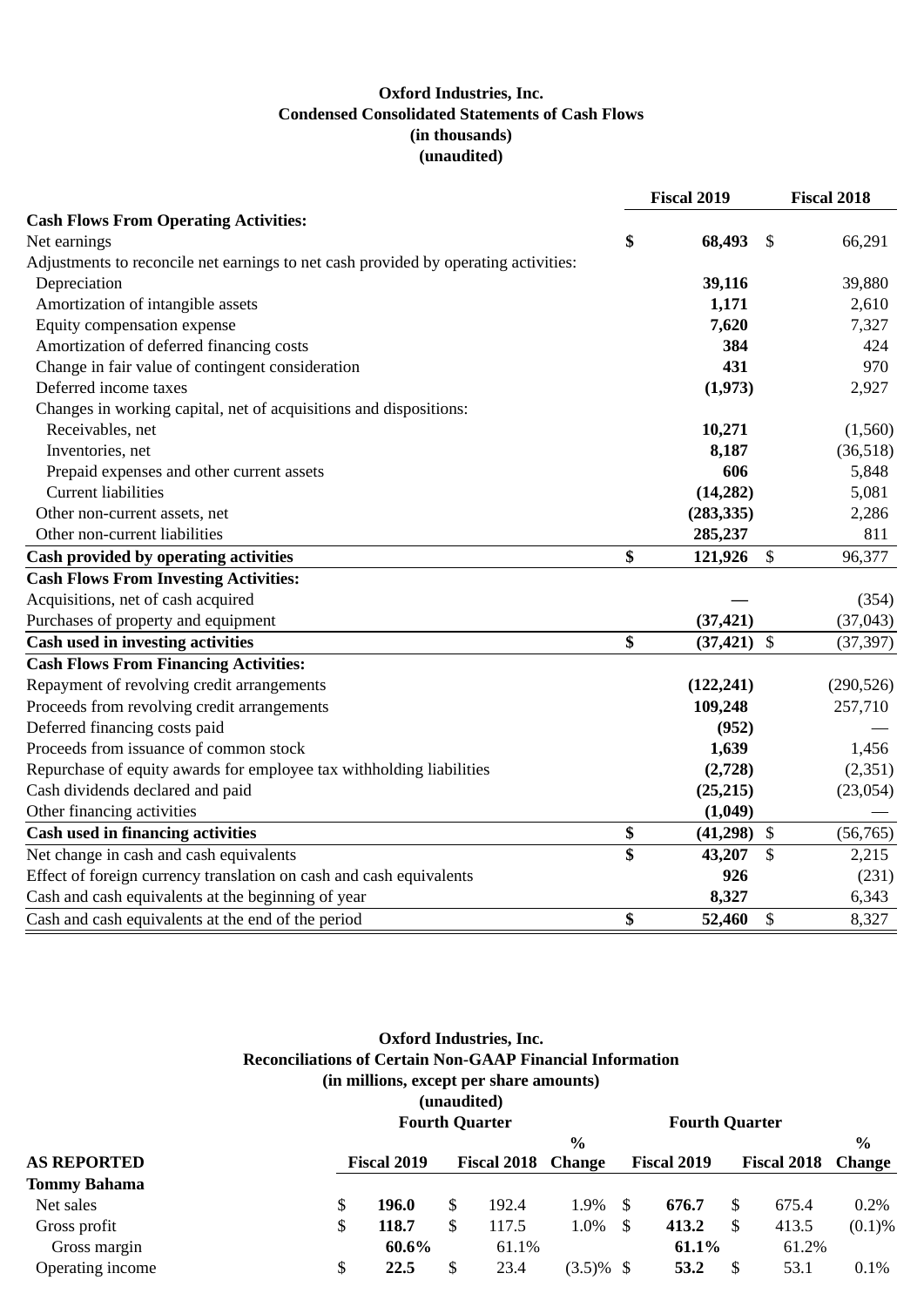**Oxford Industries, Inc.**
**Condensed Consolidated Statements of Cash Flows**
**(in thousands)**
**(unaudited)**

| | Fiscal 2019 | Fiscal 2018 |
|---|---|---|
| **Cash Flows From Operating Activities:** | | |
| Net earnings | **$ 68,493** | $ 66,291 |
| Adjustments to reconcile net earnings to net cash provided by operating activities: | | |
| Depreciation | **39,116** | 39,880 |
| Amortization of intangible assets | **1,171** | 2,610 |
| Equity compensation expense | **7,620** | 7,327 |
| Amortization of deferred financing costs | **384** | 424 |
| Change in fair value of contingent consideration | **431** | 970 |
| Deferred income taxes | **(1,973)** | 2,927 |
| Changes in working capital, net of acquisitions and dispositions: | | |
| Receivables, net | **10,271** | (1,560) |
| Inventories, net | **8,187** | (36,518) |
| Prepaid expenses and other current assets | **606** | 5,848 |
| Current liabilities | **(14,282)** | 5,081 |
| Other non-current assets, net | **(283,335)** | 2,286 |
| Other non-current liabilities | **285,237** | 811 |
| **Cash provided by operating activities** | **$ 121,926** | $ 96,377 |
| **Cash Flows From Investing Activities:** | | |
| Acquisitions, net of cash acquired | **—** | (354) |
| Purchases of property and equipment | **(37,421)** | (37,043) |
| **Cash used in investing activities** | **$ (37,421)** | $ (37,397) |
| **Cash Flows From Financing Activities:** | | |
| Repayment of revolving credit arrangements | **(122,241)** | (290,526) |
| Proceeds from revolving credit arrangements | **109,248** | 257,710 |
| Deferred financing costs paid | **(952)** | — |
| Proceeds from issuance of common stock | **1,639** | 1,456 |
| Repurchase of equity awards for employee tax withholding liabilities | **(2,728)** | (2,351) |
| Cash dividends declared and paid | **(25,215)** | (23,054) |
| Other financing activities | **(1,049)** | — |
| **Cash used in financing activities** | **$ (41,298)** | $ (56,765) |
| Net change in cash and cash equivalents | **$ 43,207** | $ 2,215 |
| Effect of foreign currency translation on cash and cash equivalents | **926** | (231) |
| Cash and cash equivalents at the beginning of year | **8,327** | 6,343 |
| Cash and cash equivalents at the end of the period | **$ 52,460** | $ 8,327 |

**Oxford Industries, Inc.**
**Reconciliations of Certain Non-GAAP Financial Information**
**(in millions, except per share amounts)**
**(unaudited)**

| | Fourth Quarter | | | Fourth Quarter | | |
|---|---|---|---|---|---|---|
| **AS REPORTED** | **Fiscal 2019** | **Fiscal 2018** | **% Change** | **Fiscal 2019** | **Fiscal 2018** | **% Change** |
| **Tommy Bahama** | | | | | | |
| Net sales | **$ 196.0** | $ 192.4 | 1.9% | **$ 676.7** | $ 675.4 | 0.2% |
| Gross profit | **$ 118.7** | $ 117.5 | 1.0% | **$ 413.2** | $ 413.5 | (0.1)% |
| Gross margin | **60.6%** | 61.1% | | **61.1%** | 61.2% | |
| Operating income | **$ 22.5** | $ 23.4 | (3.5)% | **$ 53.2** | $ 53.1 | 0.1% |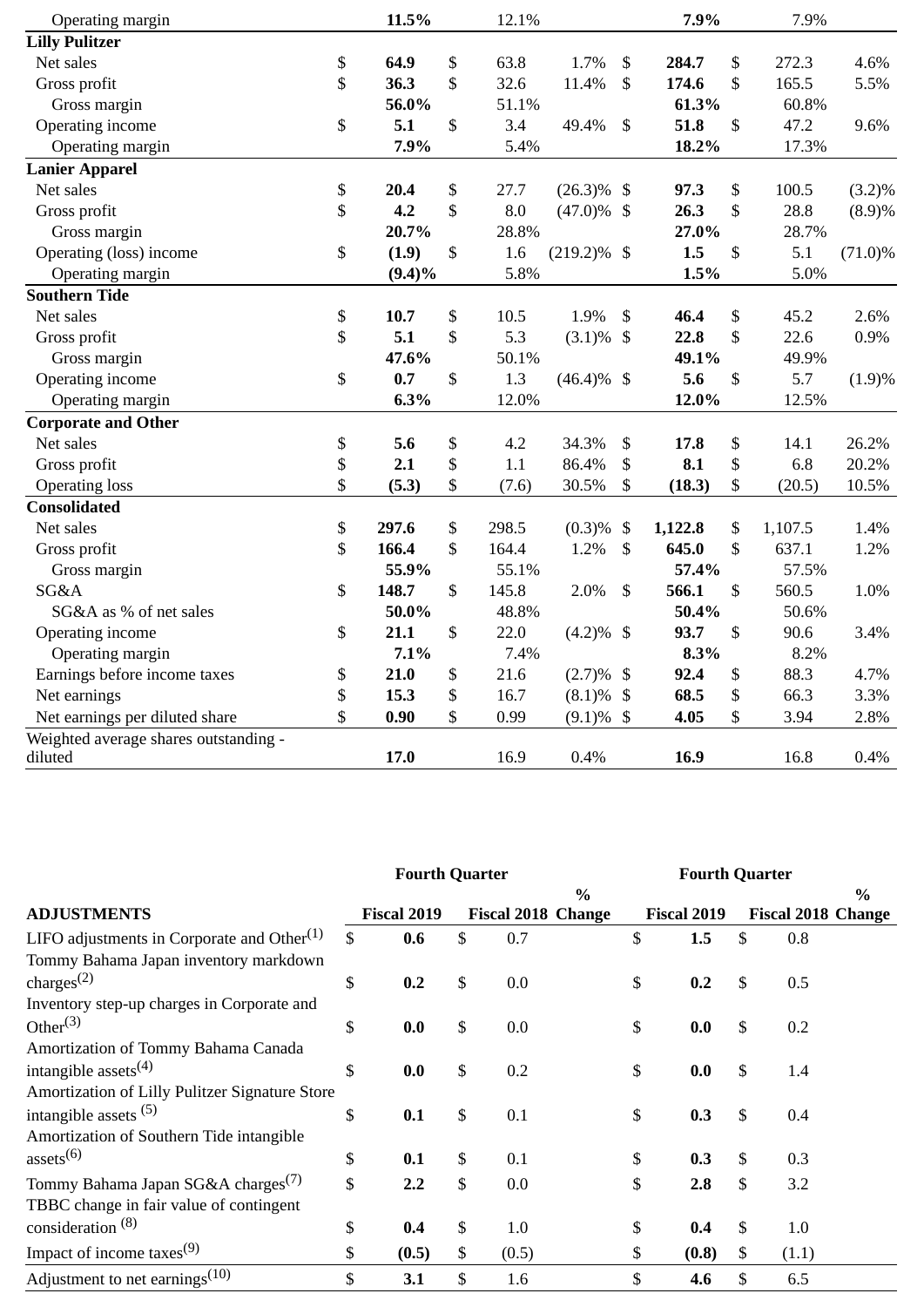| | | | | | | | | | |
|---|---|---|---|---|---|---|---|---|---|
| Operating margin | | **11.5%** | | 12.1% | | | **7.9%** | | 7.9% | |
| **Lilly Pulitzer** | | | | | | | | | | |
| Net sales | $ | **64.9** | $ | 63.8 | 1.7% | $ | **284.7** | $ | 272.3 | 4.6% |
| Gross profit | $ | **36.3** | $ | 32.6 | 11.4% | $ | **174.6** | $ | 165.5 | 5.5% |
| Gross margin | | **56.0%** | | 51.1% | | | **61.3%** | | 60.8% | |
| Operating income | $ | **5.1** | $ | 3.4 | 49.4% | $ | **51.8** | $ | 47.2 | 9.6% |
| Operating margin | | **7.9%** | | 5.4% | | | **18.2%** | | 17.3% | |
| **Lanier Apparel** | | | | | | | | | | |
| Net sales | $ | **20.4** | $ | 27.7 | (26.3)% | $ | **97.3** | $ | 100.5 | (3.2)% |
| Gross profit | $ | **4.2** | $ | 8.0 | (47.0)% | $ | **26.3** | $ | 28.8 | (8.9)% |
| Gross margin | | **20.7%** | | 28.8% | | | **27.0%** | | 28.7% | |
| Operating (loss) income | $ | **(1.9)** | $ | 1.6 | (219.2)% | $ | **1.5** | $ | 5.1 | (71.0)% |
| Operating margin | | **(9.4)%** | | 5.8% | | | **1.5%** | | 5.0% | |
| **Southern Tide** | | | | | | | | | | |
| Net sales | $ | **10.7** | $ | 10.5 | 1.9% | $ | **46.4** | $ | 45.2 | 2.6% |
| Gross profit | $ | **5.1** | $ | 5.3 | (3.1)% | $ | **22.8** | $ | 22.6 | 0.9% |
| Gross margin | | **47.6%** | | 50.1% | | | **49.1%** | | 49.9% | |
| Operating income | $ | **0.7** | $ | 1.3 | (46.4)% | $ | **5.6** | $ | 5.7 | (1.9)% |
| Operating margin | | **6.3%** | | 12.0% | | | **12.0%** | | 12.5% | |
| **Corporate and Other** | | | | | | | | | | |
| Net sales | $ | **5.6** | $ | 4.2 | 34.3% | $ | **17.8** | $ | 14.1 | 26.2% |
| Gross profit | $ | **2.1** | $ | 1.1 | 86.4% | $ | **8.1** | $ | 6.8 | 20.2% |
| Operating loss | $ | **(5.3)** | $ | (7.6) | 30.5% | $ | **(18.3)** | $ | (20.5) | 10.5% |
| **Consolidated** | | | | | | | | | | |
| Net sales | $ | **297.6** | $ | 298.5 | (0.3)% | $ | **1,122.8** | $ | 1,107.5 | 1.4% |
| Gross profit | $ | **166.4** | $ | 164.4 | 1.2% | $ | **645.0** | $ | 637.1 | 1.2% |
| Gross margin | | **55.9%** | | 55.1% | | | **57.4%** | | 57.5% | |
| SG&A | $ | **148.7** | $ | 145.8 | 2.0% | $ | **566.1** | $ | 560.5 | 1.0% |
| SG&A as % of net sales | | **50.0%** | | 48.8% | | | **50.4%** | | 50.6% | |
| Operating income | $ | **21.1** | $ | 22.0 | (4.2)% | $ | **93.7** | $ | 90.6 | 3.4% |
| Operating margin | | **7.1%** | | 7.4% | | | **8.3%** | | 8.2% | |
| Earnings before income taxes | $ | **21.0** | $ | 21.6 | (2.7)% | $ | **92.4** | $ | 88.3 | 4.7% |
| Net earnings | $ | **15.3** | $ | 16.7 | (8.1)% | $ | **68.5** | $ | 66.3 | 3.3% |
| Net earnings per diluted share | $ | **0.90** | $ | 0.99 | (9.1)% | $ | **4.05** | $ | 3.94 | 2.8% |
| Weighted average shares outstanding - diluted | | **17.0** | | 16.9 | 0.4% | | **16.9** | | 16.8 | 0.4% |

| | Fourth Quarter | | | | | Fourth Quarter | | | | |
|---|---|---|---|---|---|---|---|---|---|---|
| **ADJUSTMENTS** | | **Fiscal 2019** | | **Fiscal 2018** | **% Change** | | **Fiscal 2019** | | **Fiscal 2018** | **% Change** |
| LIFO adjustments in Corporate and Other(1) | $ | **0.6** | $ | 0.7 | | $ | **1.5** | $ | 0.8 | |
| Tommy Bahama Japan inventory markdown charges(2) | $ | **0.2** | $ | 0.0 | | $ | **0.2** | $ | 0.5 | |
| Inventory step-up charges in Corporate and Other(3) | $ | **0.0** | $ | 0.0 | | $ | **0.0** | $ | 0.2 | |
| Amortization of Tommy Bahama Canada intangible assets(4) | $ | **0.0** | $ | 0.2 | | $ | **0.0** | $ | 1.4 | |
| Amortization of Lilly Pulitzer Signature Store intangible assets (5) | $ | **0.1** | $ | 0.1 | | $ | **0.3** | $ | 0.4 | |
| Amortization of Southern Tide intangible assets(6) | $ | **0.1** | $ | 0.1 | | $ | **0.3** | $ | 0.3 | |
| Tommy Bahama Japan SG&A charges(7) | $ | **2.2** | $ | 0.0 | | $ | **2.8** | $ | 3.2 | |
| TBBC change in fair value of contingent consideration (8) | $ | **0.4** | $ | 1.0 | | $ | **0.4** | $ | 1.0 | |
| Impact of income taxes(9) | $ | **(0.5)** | $ | (0.5) | | $ | **(0.8)** | $ | (1.1) | |
| Adjustment to net earnings(10) | $ | **3.1** | $ | 1.6 | | $ | **4.6** | $ | 6.5 | |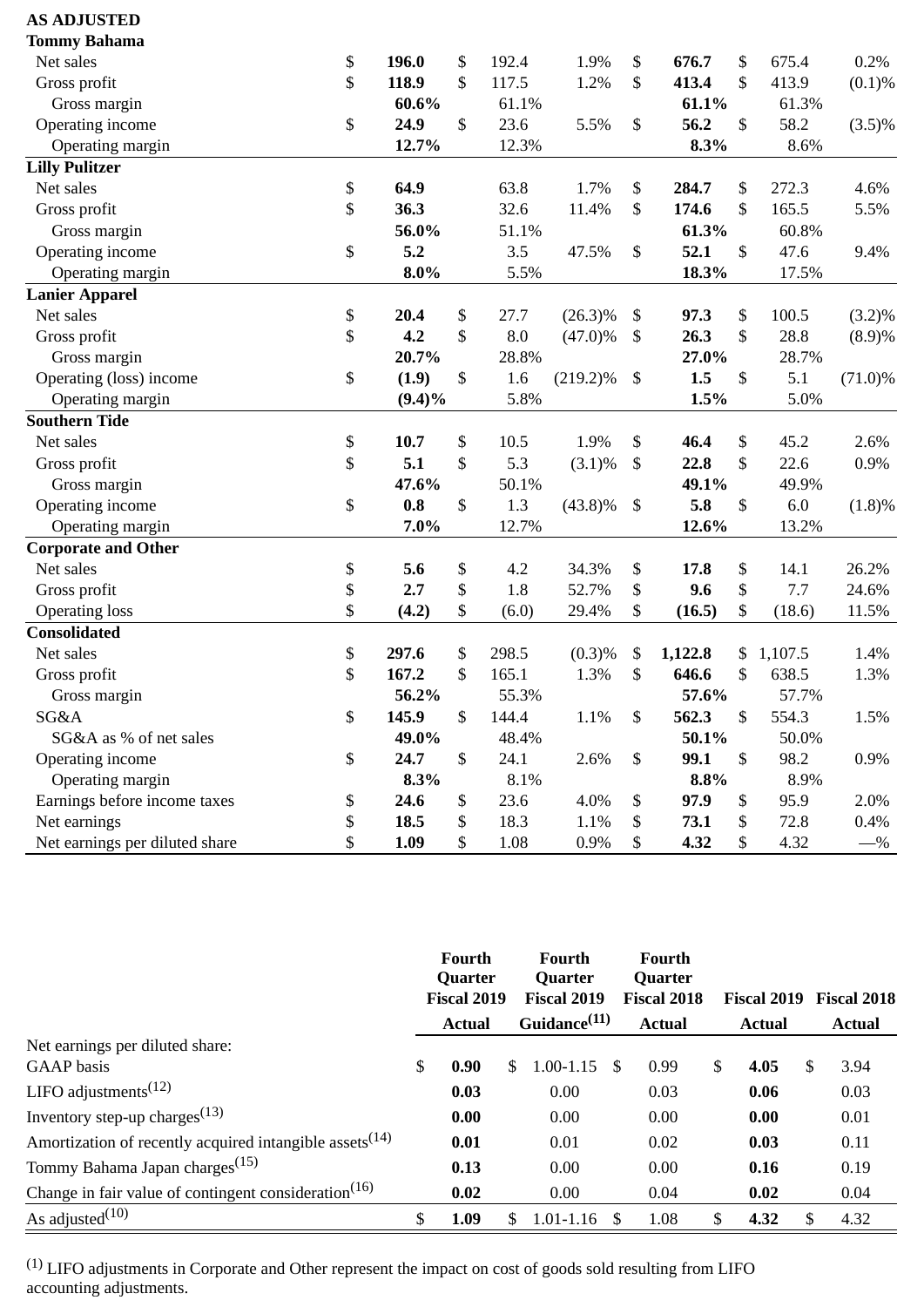**AS ADJUSTED**

| | | | | | | | | | |
|---|---|---|---|---|---|---|---|---|---|
| **Tommy Bahama** | | | | | | | | | |
| Net sales | $ | **196.0** | $ | 192.4 | 1.9% | $ | **676.7** | $ | 675.4 | 0.2% |
| Gross profit | $ | **118.9** | $ | 117.5 | 1.2% | $ | **413.4** | $ | 413.9 | (0.1)% |
| Gross margin | | **60.6%** | | 61.1% | | | **61.1%** | | 61.3% | |
| Operating income | $ | **24.9** | $ | 23.6 | 5.5% | $ | **56.2** | $ | 58.2 | (3.5)% |
| Operating margin | | **12.7%** | | 12.3% | | | **8.3%** | | 8.6% | |
| **Lilly Pulitzer** | | | | | | | | | | |
| Net sales | $ | **64.9** | | 63.8 | 1.7% | $ | **284.7** | $ | 272.3 | 4.6% |
| Gross profit | $ | **36.3** | | 32.6 | 11.4% | $ | **174.6** | $ | 165.5 | 5.5% |
| Gross margin | | **56.0%** | | 51.1% | | | **61.3%** | | 60.8% | |
| Operating income | $ | **5.2** | | 3.5 | 47.5% | $ | **52.1** | $ | 47.6 | 9.4% |
| Operating margin | | **8.0%** | | 5.5% | | | **18.3%** | | 17.5% | |
| **Lanier Apparel** | | | | | | | | | | |
| Net sales | $ | **20.4** | $ | 27.7 | (26.3)% | $ | **97.3** | $ | 100.5 | (3.2)% |
| Gross profit | $ | **4.2** | $ | 8.0 | (47.0)% | $ | **26.3** | $ | 28.8 | (8.9)% |
| Gross margin | | **20.7%** | | 28.8% | | | **27.0%** | | 28.7% | |
| Operating (loss) income | $ | **(1.9)** | $ | 1.6 | (219.2)% | $ | **1.5** | $ | 5.1 | (71.0)% |
| Operating margin | | **(9.4)%** | | 5.8% | | | **1.5%** | | 5.0% | |
| **Southern Tide** | | | | | | | | | | |
| Net sales | $ | **10.7** | $ | 10.5 | 1.9% | $ | **46.4** | $ | 45.2 | 2.6% |
| Gross profit | $ | **5.1** | $ | 5.3 | (3.1)% | $ | **22.8** | $ | 22.6 | 0.9% |
| Gross margin | | **47.6%** | | 50.1% | | | **49.1%** | | 49.9% | |
| Operating income | $ | **0.8** | $ | 1.3 | (43.8)% | $ | **5.8** | $ | 6.0 | (1.8)% |
| Operating margin | | **7.0%** | | 12.7% | | | **12.6%** | | 13.2% | |
| **Corporate and Other** | | | | | | | | | | |
| Net sales | $ | **5.6** | $ | 4.2 | 34.3% | $ | **17.8** | $ | 14.1 | 26.2% |
| Gross profit | $ | **2.7** | $ | 1.8 | 52.7% | $ | **9.6** | $ | 7.7 | 24.6% |
| Operating loss | $ | **(4.2)** | $ | (6.0) | 29.4% | $ | **(16.5)** | $ | (18.6) | 11.5% |
| **Consolidated** | | | | | | | | | | |
| Net sales | $ | **297.6** | $ | 298.5 | (0.3)% | $ | **1,122.8** | $ | 1,107.5 | 1.4% |
| Gross profit | $ | **167.2** | $ | 165.1 | 1.3% | $ | **646.6** | $ | 638.5 | 1.3% |
| Gross margin | | **56.2%** | | 55.3% | | | **57.6%** | | 57.7% | |
| SG&A | $ | **145.9** | $ | 144.4 | 1.1% | $ | **562.3** | $ | 554.3 | 1.5% |
| SG&A as % of net sales | | **49.0%** | | 48.4% | | | **50.1%** | | 50.0% | |
| Operating income | $ | **24.7** | $ | 24.1 | 2.6% | $ | **99.1** | $ | 98.2 | 0.9% |
| Operating margin | | **8.3%** | | 8.1% | | | **8.8%** | | 8.9% | |
| Earnings before income taxes | $ | **24.6** | $ | 23.6 | 4.0% | $ | **97.9** | $ | 95.9 | 2.0% |
| Net earnings | $ | **18.5** | $ | 18.3 | 1.1% | $ | **73.1** | $ | 72.8 | 0.4% |
| Net earnings per diluted share | $ | **1.09** | $ | 1.08 | 0.9% | $ | **4.32** | $ | 4.32 | —% |

| | Fourth Quarter Fiscal 2019 Actual | Fourth Quarter Fiscal 2019 Guidance[11] | Fourth Quarter Fiscal 2018 Actual | Fiscal 2019 Actual | Fiscal 2018 Actual |
|---|---|---|---|---|---|
| Net earnings per diluted share: | | | | | |
| GAAP basis | $ **0.90** | $ 1.00-1.15 | $ 0.99 | $ **4.05** | $ 3.94 |
| LIFO adjustments[12] | **0.03** | 0.00 | 0.03 | **0.06** | 0.03 |
| Inventory step-up charges[13] | **0.00** | 0.00 | 0.00 | **0.00** | 0.01 |
| Amortization of recently acquired intangible assets[14] | **0.01** | 0.01 | 0.02 | **0.03** | 0.11 |
| Tommy Bahama Japan charges[15] | **0.13** | 0.00 | 0.00 | **0.16** | 0.19 |
| Change in fair value of contingent consideration[16] | **0.02** | 0.00 | 0.04 | **0.02** | 0.04 |
| As adjusted[10] | $ **1.09** | $ 1.01-1.16 | $ 1.08 | $ **4.32** | $ 4.32 |

[1] LIFO adjustments in Corporate and Other represent the impact on cost of goods sold resulting from LIFO accounting adjustments.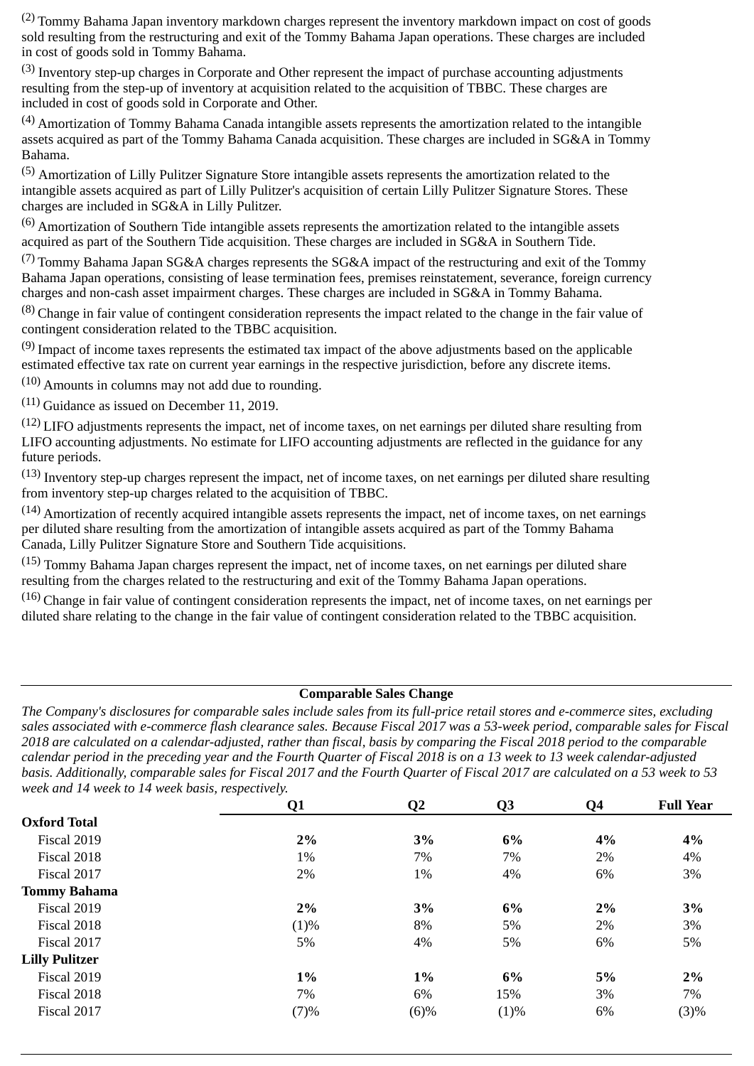[2] Tommy Bahama Japan inventory markdown charges represent the inventory markdown impact on cost of goods sold resulting from the restructuring and exit of the Tommy Bahama Japan operations. These charges are included in cost of goods sold in Tommy Bahama.

[3] Inventory step-up charges in Corporate and Other represent the impact of purchase accounting adjustments resulting from the step-up of inventory at acquisition related to the acquisition of TBBC. These charges are included in cost of goods sold in Corporate and Other.

[4] Amortization of Tommy Bahama Canada intangible assets represents the amortization related to the intangible assets acquired as part of the Tommy Bahama Canada acquisition. These charges are included in SG&A in Tommy Bahama.

[5] Amortization of Lilly Pulitzer Signature Store intangible assets represents the amortization related to the intangible assets acquired as part of Lilly Pulitzer's acquisition of certain Lilly Pulitzer Signature Stores. These charges are included in SG&A in Lilly Pulitzer.

[6] Amortization of Southern Tide intangible assets represents the amortization related to the intangible assets acquired as part of the Southern Tide acquisition. These charges are included in SG&A in Southern Tide.

[7] Tommy Bahama Japan SG&A charges represents the SG&A impact of the restructuring and exit of the Tommy Bahama Japan operations, consisting of lease termination fees, premises reinstatement, severance, foreign currency charges and non-cash asset impairment charges. These charges are included in SG&A in Tommy Bahama.

[8] Change in fair value of contingent consideration represents the impact related to the change in the fair value of contingent consideration related to the TBBC acquisition.

[9] Impact of income taxes represents the estimated tax impact of the above adjustments based on the applicable estimated effective tax rate on current year earnings in the respective jurisdiction, before any discrete items.

[10] Amounts in columns may not add due to rounding.

[11] Guidance as issued on December 11, 2019.

[12] LIFO adjustments represents the impact, net of income taxes, on net earnings per diluted share resulting from LIFO accounting adjustments. No estimate for LIFO accounting adjustments are reflected in the guidance for any future periods.

[13] Inventory step-up charges represent the impact, net of income taxes, on net earnings per diluted share resulting from inventory step-up charges related to the acquisition of TBBC.

[14] Amortization of recently acquired intangible assets represents the impact, net of income taxes, on net earnings per diluted share resulting from the amortization of intangible assets acquired as part of the Tommy Bahama Canada, Lilly Pulitzer Signature Store and Southern Tide acquisitions.

[15] Tommy Bahama Japan charges represent the impact, net of income taxes, on net earnings per diluted share resulting from the charges related to the restructuring and exit of the Tommy Bahama Japan operations.

[16] Change in fair value of contingent consideration represents the impact, net of income taxes, on net earnings per diluted share relating to the change in the fair value of contingent consideration related to the TBBC acquisition.

## Comparable Sales Change

*The Company's disclosures for comparable sales include sales from its full-price retail stores and e-commerce sites, excluding sales associated with e-commerce flash clearance sales. Because Fiscal 2017 was a 53-week period, comparable sales for Fiscal 2018 are calculated on a calendar-adjusted, rather than fiscal, basis by comparing the Fiscal 2018 period to the comparable calendar period in the preceding year and the Fourth Quarter of Fiscal 2018 is on a 13 week to 13 week calendar-adjusted basis. Additionally, comparable sales for Fiscal 2017 and the Fourth Quarter of Fiscal 2017 are calculated on a 53 week to 53 week and 14 week to 14 week basis, respectively.*

| | Q1 | Q2 | Q3 | Q4 | Full Year |
|---|---|---|---|---|---|
| **Oxford Total** | | | | | |
| Fiscal 2019 | **2%** | **3%** | **6%** | **4%** | **4%** |
| Fiscal 2018 | 1% | 7% | 7% | 2% | 4% |
| Fiscal 2017 | 2% | 1% | 4% | 6% | 3% |
| **Tommy Bahama** | | | | | |
| Fiscal 2019 | **2%** | **3%** | **6%** | **2%** | **3%** |
| Fiscal 2018 | (1)% | 8% | 5% | 2% | 3% |
| Fiscal 2017 | 5% | 4% | 5% | 6% | 5% |
| **Lilly Pulitzer** | | | | | |
| Fiscal 2019 | **1%** | **1%** | **6%** | **5%** | **2%** |
| Fiscal 2018 | 7% | 6% | 15% | 3% | 7% |
| Fiscal 2017 | (7)% | (6)% | (1)% | 6% | (3)% |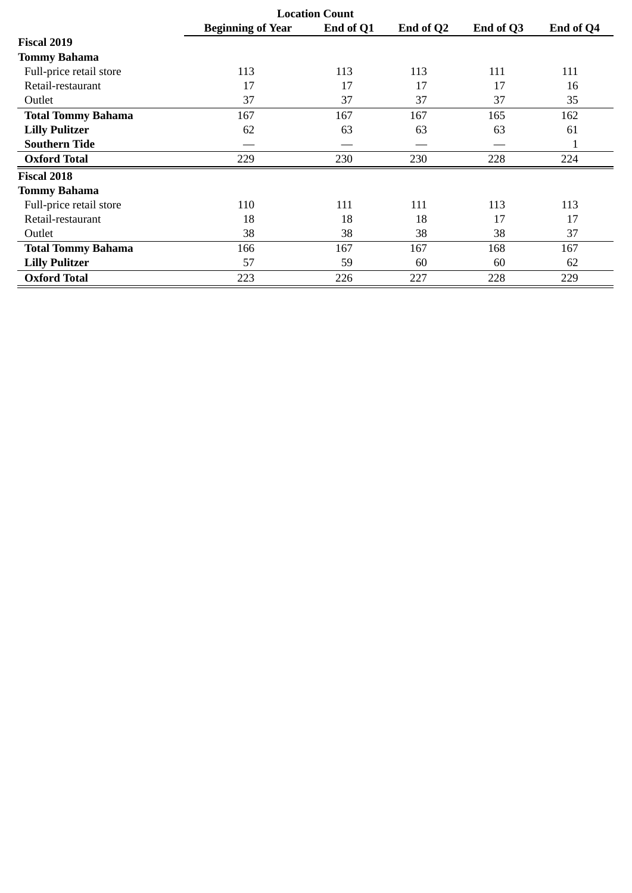| | Location Count | | | | |
|---|---|---|---|---|---|
| | **Beginning of Year** | **End of Q1** | **End of Q2** | **End of Q3** | **End of Q4** |
| **Fiscal 2019** | | | | | |
| **Tommy Bahama** | | | | | |
| Full-price retail store | 113 | 113 | 113 | 111 | 111 |
| Retail-restaurant | 17 | 17 | 17 | 17 | 16 |
| Outlet | 37 | 37 | 37 | 37 | 35 |
| **Total Tommy Bahama** | 167 | 167 | 167 | 165 | 162 |
| **Lilly Pulitzer** | 62 | 63 | 63 | 63 | 61 |
| **Southern Tide** | — | — | — | — | 1 |
| **Oxford Total** | 229 | 230 | 230 | 228 | 224 |
| **Fiscal 2018** | | | | | |
| **Tommy Bahama** | | | | | |
| Full-price retail store | 110 | 111 | 111 | 113 | 113 |
| Retail-restaurant | 18 | 18 | 18 | 17 | 17 |
| Outlet | 38 | 38 | 38 | 38 | 37 |
| **Total Tommy Bahama** | 166 | 167 | 167 | 168 | 167 |
| **Lilly Pulitzer** | 57 | 59 | 60 | 60 | 62 |
| **Oxford Total** | 223 | 226 | 227 | 228 | 229 |